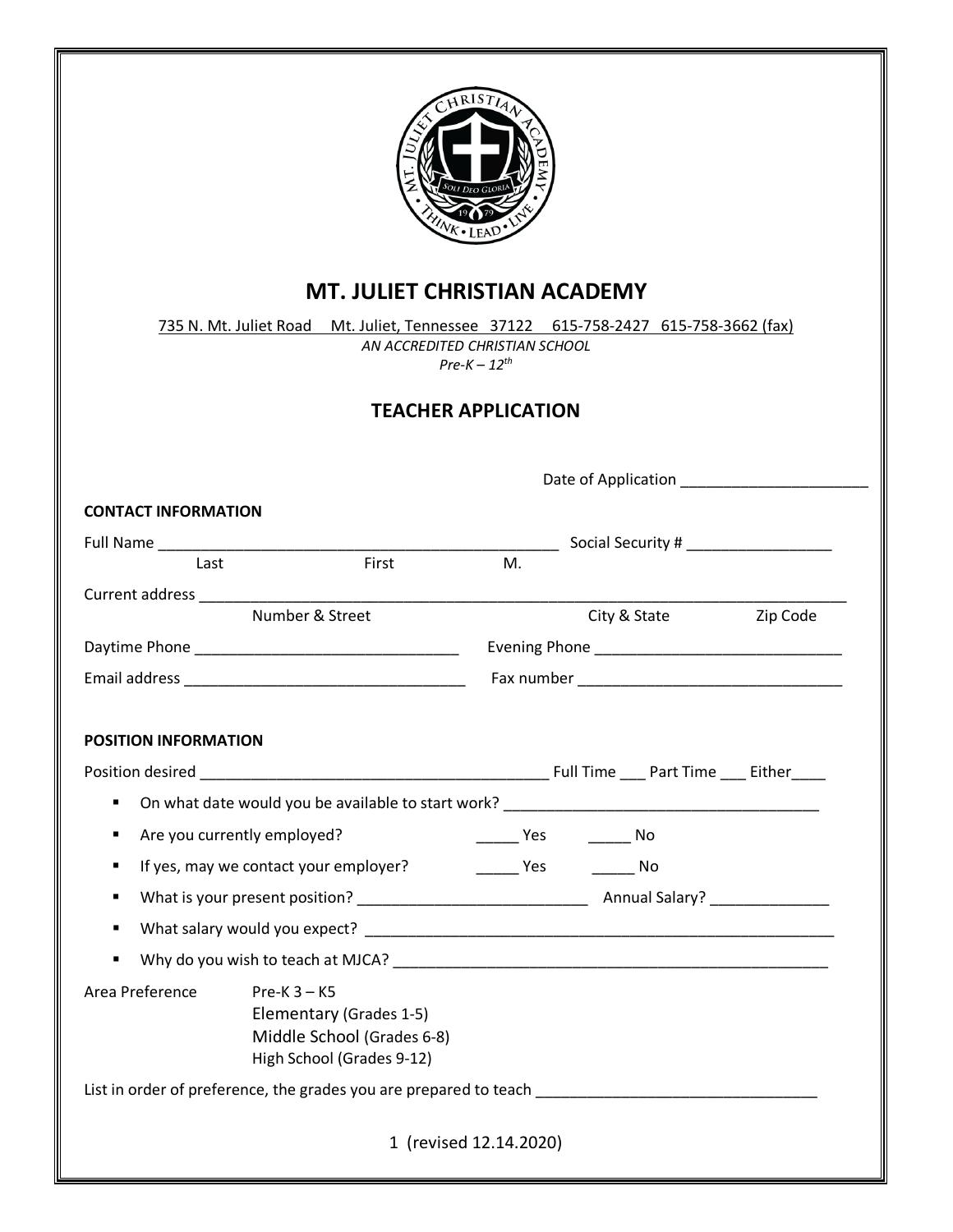# MT. JULIET CHRISTIAN ACADEMY

735 N. Mt. Juliet Road  Mt. Juliet, Tennessee 37122  615-758-2427  615-758-3662 (fax)

*AN ACCREDITED CHRISTIAN SCHOOL*

*Pre-K – 12th*

## TEACHER APPLICATION

Date of Application ______________________

**CONTACT INFORMATION**

Full Name ________________________________________________ Social Security # _________________

Last First M.

Current address ____________________________________________________________________________

Number & Street City & State Zip Code

Daytime Phone ______________________________ Evening Phone ____________________________

Email address ________________________________ Fax number ______________________________

**POSITION INFORMATION**

Position desired ________________________________________ Full Time ___ Part Time ___ Either____

- On what date would you be available to start work? ____________________________________
- Are you currently employed? _____ Yes _____ No
- If yes, may we contact your employer? _____ Yes _____ No
- What is your present position? __________________________ Annual Salary? ______________
- What salary would you expect? ________________________________________________________
- Why do you wish to teach at MJCA? ____________________________________________________

Area Preference
Pre-K 3 – K5
Elementary (Grades 1-5)
Middle School (Grades 6-8)
High School (Grades 9-12)

List in order of preference, the grades you are prepared to teach ________________________________

(revised 12.14.2020)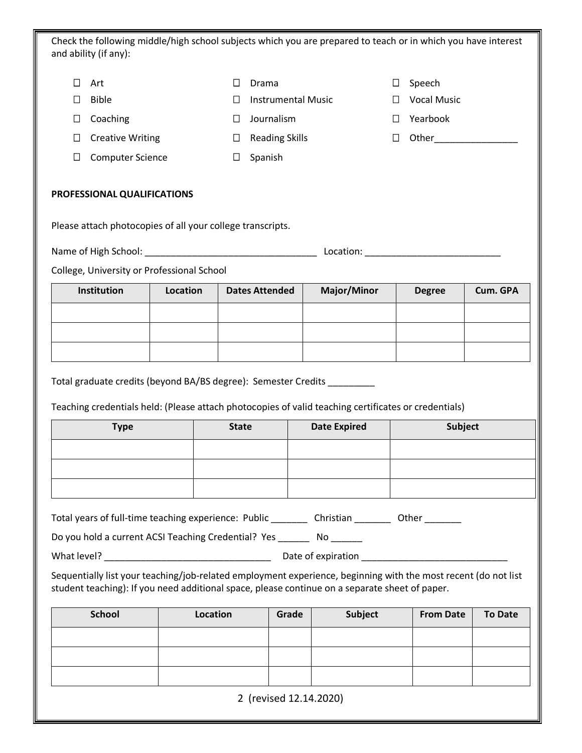Check the following middle/high school subjects which you are prepared to teach or in which you have interest and ability (if any):

- ☐ Art
- ☐ Bible
- ☐ Coaching
- ☐ Creative Writing
- ☐ Computer Science
- ☐ Drama
- ☐ Instrumental Music
- ☐ Journalism
- ☐ Reading Skills
- ☐ Spanish
- ☐ Speech
- ☐ Vocal Music
- ☐ Yearbook
- ☐ Other________________

**PROFESSIONAL QUALIFICATIONS**

Please attach photocopies of all your college transcripts.

Name of High School: _________________________________ Location: __________________________

College, University or Professional School

| Institution | Location | Dates Attended | Major/Minor | Degree | Cum. GPA |
|---|---|---|---|---|---|
| | | | | | |
| | | | | | |
| | | | | | |

Total graduate credits (beyond BA/BS degree): Semester Credits _________

Teaching credentials held: (Please attach photocopies of valid teaching certificates or credentials)

| Type | State | Date Expired | Subject |
|---|---|---|---|
| | | | |
| | | | |
| | | | |

Total years of full-time teaching experience: Public _______ Christian _______ Other _______

Do you hold a current ACSI Teaching Credential? Yes ______ No ______

What level? _______________________________ Date of expiration ___________________________

Sequentially list your teaching/job-related employment experience, beginning with the most recent (do not list student teaching): If you need additional space, please continue on a separate sheet of paper.

| School | Location | Grade | Subject | From Date | To Date |
|---|---|---|---|---|---|
| | | | | | |
| | | | | | |
| | | | | | |

(revised 12.14.2020)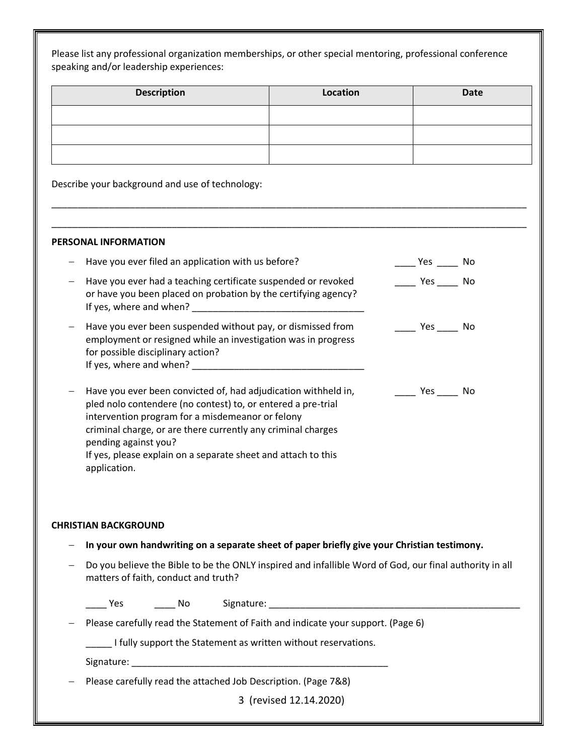Please list any professional organization memberships, or other special mentoring, professional conference speaking and/or leadership experiences:

| Description | Location | Date |
|---|---|---|
| | | |
| | | |
| | | |

Describe your background and use of technology:

______________________________________________________________________________________

______________________________________________________________________________________

**PERSONAL INFORMATION**

- Have you ever filed an application with us before? ____ Yes ____ No
- Have you ever had a teaching certificate suspended or revoked or have you been placed on probation by the certifying agency? ____ Yes ____ No
  If yes, where and when? _________________________________
- Have you ever been suspended without pay, or dismissed from employment or resigned while an investigation was in progress for possible disciplinary action? ____ Yes ____ No
  If yes, where and when? _________________________________
- Have you ever been convicted of, had adjudication withheld in, pled nolo contendere (no contest) to, or entered a pre-trial intervention program for a misdemeanor or felony criminal charge, or are there currently any criminal charges pending against you? ____ Yes ____ No
  If yes, please explain on a separate sheet and attach to this application.

**CHRISTIAN BACKGROUND**

- **In your own handwriting on a separate sheet of paper briefly give your Christian testimony.**
- Do you believe the Bible to be the ONLY inspired and infallible Word of God, our final authority in all matters of faith, conduct and truth?

  ____ Yes ____ No Signature: __________________________________________________

- Please carefully read the Statement of Faith and indicate your support. (Page 6)

  _____ I fully support the Statement as written without reservations.

  Signature: __________________________________________________

- Please carefully read the attached Job Description. (Page 7&8)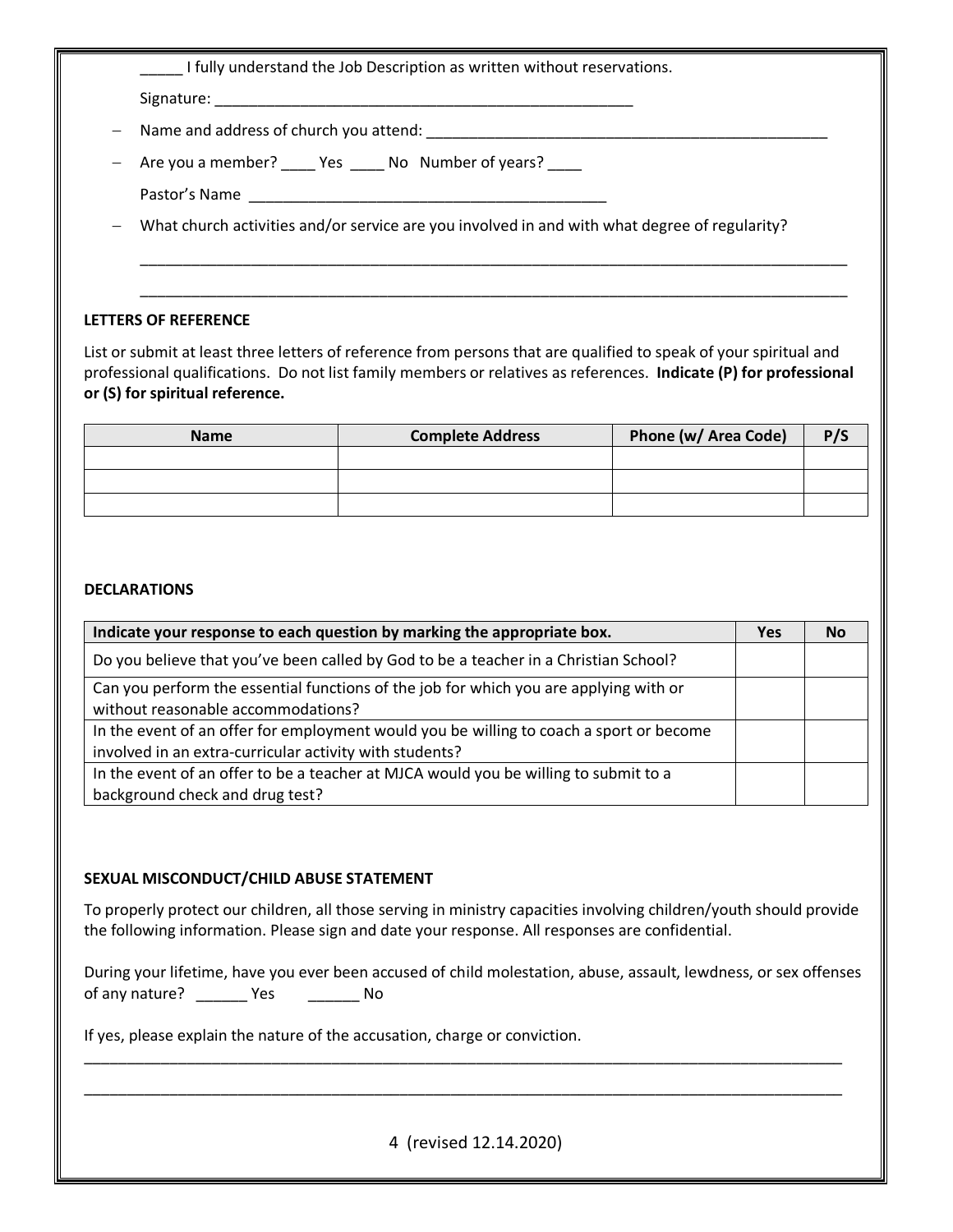_____ I fully understand the Job Description as written without reservations.

Signature: ___________________________________________________

- Name and address of church you attend: ________________________________________________
- Are you a member? ____ Yes ____ No  Number of years? ____

  Pastor's Name ___________________________________________
- What church activities and/or service are you involved in and with what degree of regularity?

  _______________________________________________________________________________________

  _______________________________________________________________________________________

**LETTERS OF REFERENCE**

List or submit at least three letters of reference from persons that are qualified to speak of your spiritual and professional qualifications. Do not list family members or relatives as references. **Indicate (P) for professional or (S) for spiritual reference.**

| Name | Complete Address | Phone (w/ Area Code) | P/S |
|---|---|---|---|
| | | | |
| | | | |
| | | | |

**DECLARATIONS**

| Indicate your response to each question by marking the appropriate box. | Yes | No |
|---|---|---|
| Do you believe that you've been called by God to be a teacher in a Christian School? | | |
| Can you perform the essential functions of the job for which you are applying with or without reasonable accommodations? | | |
| In the event of an offer for employment would you be willing to coach a sport or become involved in an extra-curricular activity with students? | | |
| In the event of an offer to be a teacher at MJCA would you be willing to submit to a background check and drug test? | | |

**SEXUAL MISCONDUCT/CHILD ABUSE STATEMENT**

To properly protect our children, all those serving in ministry capacities involving children/youth should provide the following information. Please sign and date your response. All responses are confidential.

During your lifetime, have you ever been accused of child molestation, abuse, assault, lewdness, or sex offenses of any nature? ______ Yes ______ No

If yes, please explain the nature of the accusation, charge or conviction.

_______________________________________________________________________________________

_______________________________________________________________________________________

(revised 12.14.2020)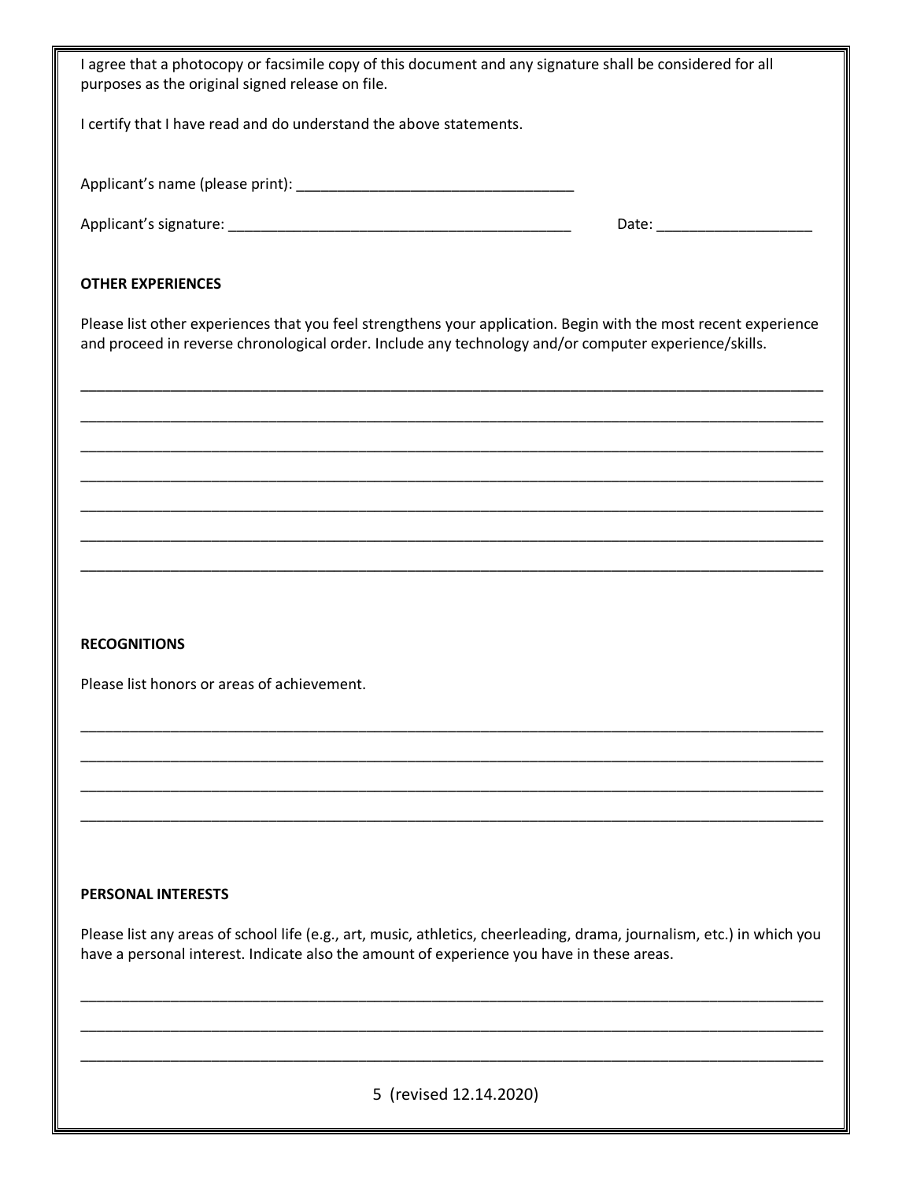I agree that a photocopy or facsimile copy of this document and any signature shall be considered for all purposes as the original signed release on file.

I certify that I have read and do understand the above statements.

Applicant's name (please print): ___________________________________

Applicant's signature: ___________________________________________ Date: ___________________

**OTHER EXPERIENCES**

Please list other experiences that you feel strengthens your application. Begin with the most recent experience and proceed in reverse chronological order. Include any technology and/or computer experience/skills.

_____________________________________________________________________________________________

_____________________________________________________________________________________________

_____________________________________________________________________________________________

_____________________________________________________________________________________________

_____________________________________________________________________________________________

_____________________________________________________________________________________________

_____________________________________________________________________________________________

**RECOGNITIONS**

Please list honors or areas of achievement.

_____________________________________________________________________________________________

_____________________________________________________________________________________________

_____________________________________________________________________________________________

_____________________________________________________________________________________________

**PERSONAL INTERESTS**

Please list any areas of school life (e.g., art, music, athletics, cheerleading, drama, journalism, etc.) in which you have a personal interest. Indicate also the amount of experience you have in these areas.

_____________________________________________________________________________________________

_____________________________________________________________________________________________

_____________________________________________________________________________________________

(revised 12.14.2020)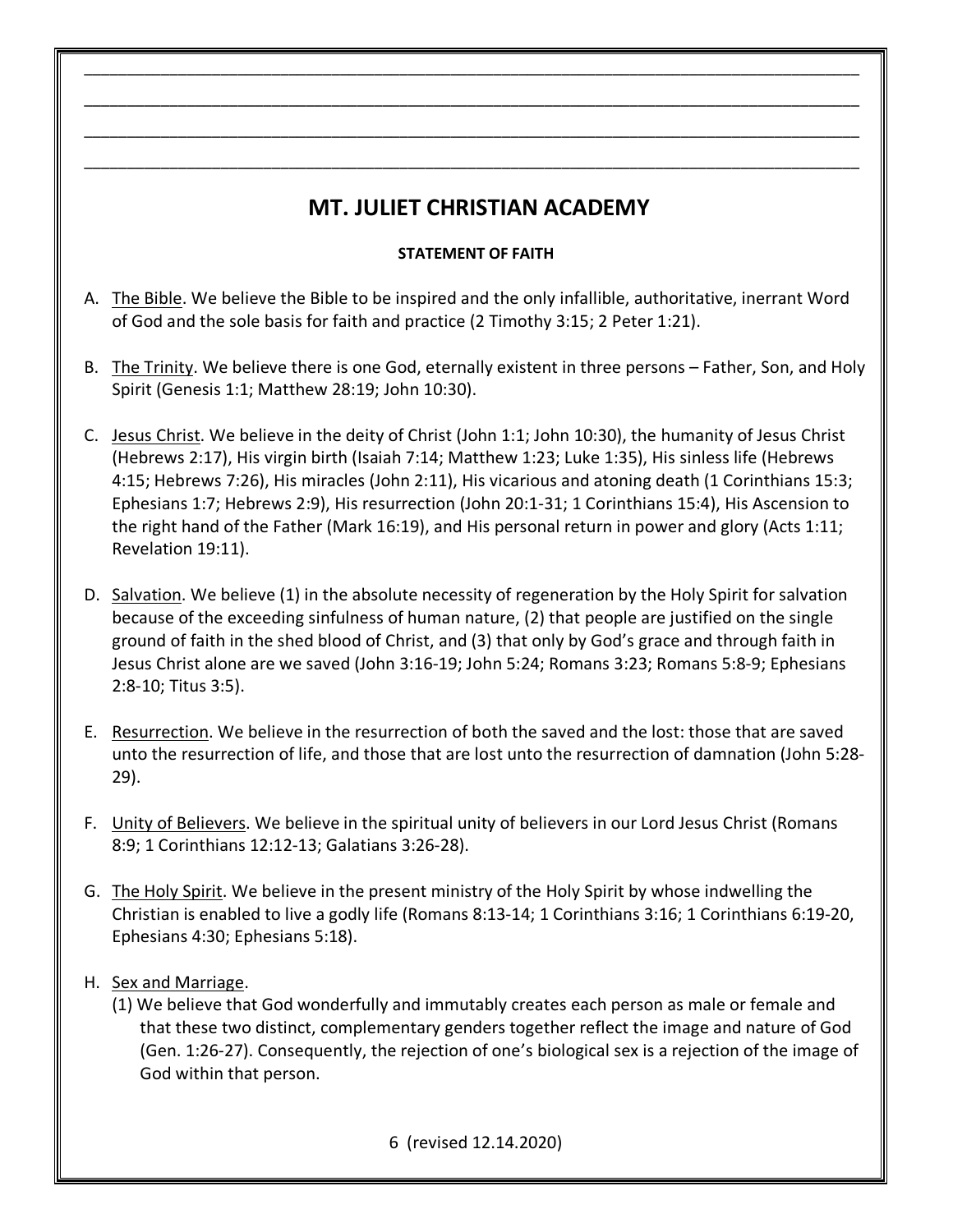# MT. JULIET CHRISTIAN ACADEMY

**STATEMENT OF FAITH**

A. The Bible. We believe the Bible to be inspired and the only infallible, authoritative, inerrant Word of God and the sole basis for faith and practice (2 Timothy 3:15; 2 Peter 1:21).

B. The Trinity. We believe there is one God, eternally existent in three persons – Father, Son, and Holy Spirit (Genesis 1:1; Matthew 28:19; John 10:30).

C. Jesus Christ. We believe in the deity of Christ (John 1:1; John 10:30), the humanity of Jesus Christ (Hebrews 2:17), His virgin birth (Isaiah 7:14; Matthew 1:23; Luke 1:35), His sinless life (Hebrews 4:15; Hebrews 7:26), His miracles (John 2:11), His vicarious and atoning death (1 Corinthians 15:3; Ephesians 1:7; Hebrews 2:9), His resurrection (John 20:1-31; 1 Corinthians 15:4), His Ascension to the right hand of the Father (Mark 16:19), and His personal return in power and glory (Acts 1:11; Revelation 19:11).

D. Salvation. We believe (1) in the absolute necessity of regeneration by the Holy Spirit for salvation because of the exceeding sinfulness of human nature, (2) that people are justified on the single ground of faith in the shed blood of Christ, and (3) that only by God's grace and through faith in Jesus Christ alone are we saved (John 3:16-19; John 5:24; Romans 3:23; Romans 5:8-9; Ephesians 2:8-10; Titus 3:5).

E. Resurrection. We believe in the resurrection of both the saved and the lost: those that are saved unto the resurrection of life, and those that are lost unto the resurrection of damnation (John 5:28-29).

F. Unity of Believers. We believe in the spiritual unity of believers in our Lord Jesus Christ (Romans 8:9; 1 Corinthians 12:12-13; Galatians 3:26-28).

G. The Holy Spirit. We believe in the present ministry of the Holy Spirit by whose indwelling the Christian is enabled to live a godly life (Romans 8:13-14; 1 Corinthians 3:16; 1 Corinthians 6:19-20, Ephesians 4:30; Ephesians 5:18).

H. Sex and Marriage.
   (1) We believe that God wonderfully and immutably creates each person as male or female and that these two distinct, complementary genders together reflect the image and nature of God (Gen. 1:26-27). Consequently, the rejection of one's biological sex is a rejection of the image of God within that person.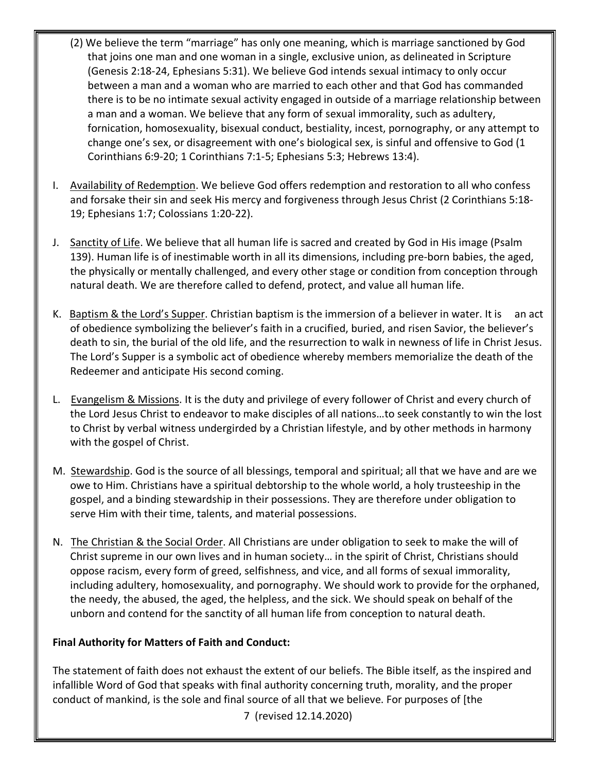(2) We believe the term "marriage" has only one meaning, which is marriage sanctioned by God that joins one man and one woman in a single, exclusive union, as delineated in Scripture (Genesis 2:18-24, Ephesians 5:31). We believe God intends sexual intimacy to only occur between a man and a woman who are married to each other and that God has commanded there is to be no intimate sexual activity engaged in outside of a marriage relationship between a man and a woman. We believe that any form of sexual immorality, such as adultery, fornication, homosexuality, bisexual conduct, bestiality, incest, pornography, or any attempt to change one's sex, or disagreement with one's biological sex, is sinful and offensive to God (1 Corinthians 6:9-20; 1 Corinthians 7:1-5; Ephesians 5:3; Hebrews 13:4).

I. Availability of Redemption. We believe God offers redemption and restoration to all who confess and forsake their sin and seek His mercy and forgiveness through Jesus Christ (2 Corinthians 5:18-19; Ephesians 1:7; Colossians 1:20-22).

J. Sanctity of Life. We believe that all human life is sacred and created by God in His image (Psalm 139). Human life is of inestimable worth in all its dimensions, including pre-born babies, the aged, the physically or mentally challenged, and every other stage or condition from conception through natural death. We are therefore called to defend, protect, and value all human life.

K. Baptism & the Lord's Supper. Christian baptism is the immersion of a believer in water. It is an act of obedience symbolizing the believer's faith in a crucified, buried, and risen Savior, the believer's death to sin, the burial of the old life, and the resurrection to walk in newness of life in Christ Jesus. The Lord's Supper is a symbolic act of obedience whereby members memorialize the death of the Redeemer and anticipate His second coming.

L. Evangelism & Missions. It is the duty and privilege of every follower of Christ and every church of the Lord Jesus Christ to endeavor to make disciples of all nations…to seek constantly to win the lost to Christ by verbal witness undergirded by a Christian lifestyle, and by other methods in harmony with the gospel of Christ.

M. Stewardship. God is the source of all blessings, temporal and spiritual; all that we have and are we owe to Him. Christians have a spiritual debtorship to the whole world, a holy trusteeship in the gospel, and a binding stewardship in their possessions. They are therefore under obligation to serve Him with their time, talents, and material possessions.

N. The Christian & the Social Order. All Christians are under obligation to seek to make the will of Christ supreme in our own lives and in human society… in the spirit of Christ, Christians should oppose racism, every form of greed, selfishness, and vice, and all forms of sexual immorality, including adultery, homosexuality, and pornography. We should work to provide for the orphaned, the needy, the abused, the aged, the helpless, and the sick. We should speak on behalf of the unborn and contend for the sanctity of all human life from conception to natural death.

**Final Authority for Matters of Faith and Conduct:**

The statement of faith does not exhaust the extent of our beliefs. The Bible itself, as the inspired and infallible Word of God that speaks with final authority concerning truth, morality, and the proper conduct of mankind, is the sole and final source of all that we believe. For purposes of [the

(revised 12.14.2020)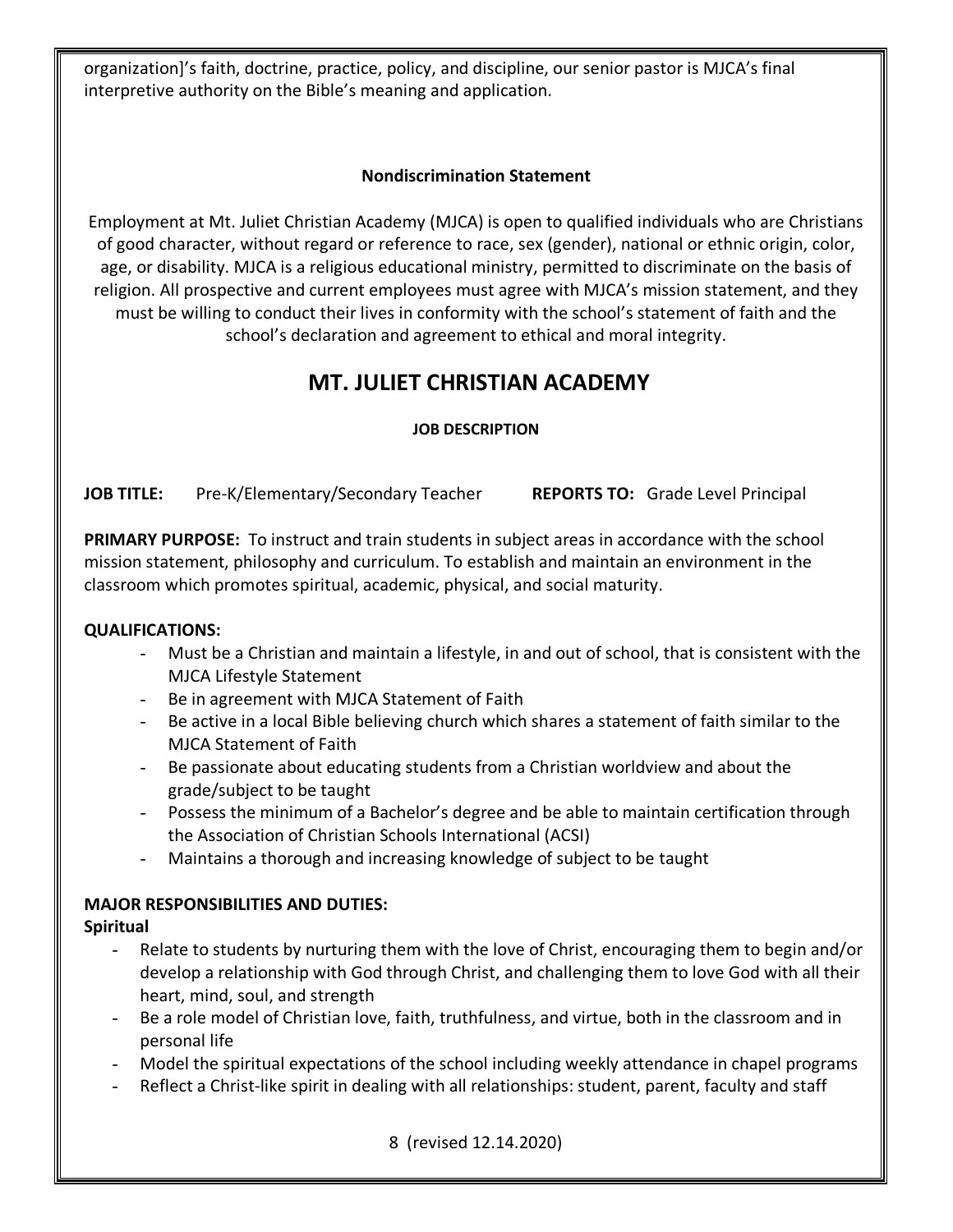organization]'s faith, doctrine, practice, policy, and discipline, our senior pastor is MJCA's final interpretive authority on the Bible's meaning and application.

**Nondiscrimination Statement**

Employment at Mt. Juliet Christian Academy (MJCA) is open to qualified individuals who are Christians of good character, without regard or reference to race, sex (gender), national or ethnic origin, color, age, or disability. MJCA is a religious educational ministry, permitted to discriminate on the basis of religion. All prospective and current employees must agree with MJCA's mission statement, and they must be willing to conduct their lives in conformity with the school's statement of faith and the school's declaration and agreement to ethical and moral integrity.

# MT. JULIET CHRISTIAN ACADEMY

**JOB DESCRIPTION**

**JOB TITLE:** Pre-K/Elementary/Secondary Teacher **REPORTS TO:** Grade Level Principal

**PRIMARY PURPOSE:** To instruct and train students in subject areas in accordance with the school mission statement, philosophy and curriculum. To establish and maintain an environment in the classroom which promotes spiritual, academic, physical, and social maturity.

**QUALIFICATIONS:**

- Must be a Christian and maintain a lifestyle, in and out of school, that is consistent with the MJCA Lifestyle Statement
- Be in agreement with MJCA Statement of Faith
- Be active in a local Bible believing church which shares a statement of faith similar to the MJCA Statement of Faith
- Be passionate about educating students from a Christian worldview and about the grade/subject to be taught
- Possess the minimum of a Bachelor's degree and be able to maintain certification through the Association of Christian Schools International (ACSI)
- Maintains a thorough and increasing knowledge of subject to be taught

**MAJOR RESPONSIBILITIES AND DUTIES:**

**Spiritual**

- Relate to students by nurturing them with the love of Christ, encouraging them to begin and/or develop a relationship with God through Christ, and challenging them to love God with all their heart, mind, soul, and strength
- Be a role model of Christian love, faith, truthfulness, and virtue, both in the classroom and in personal life
- Model the spiritual expectations of the school including weekly attendance in chapel programs
- Reflect a Christ-like spirit in dealing with all relationships: student, parent, faculty and staff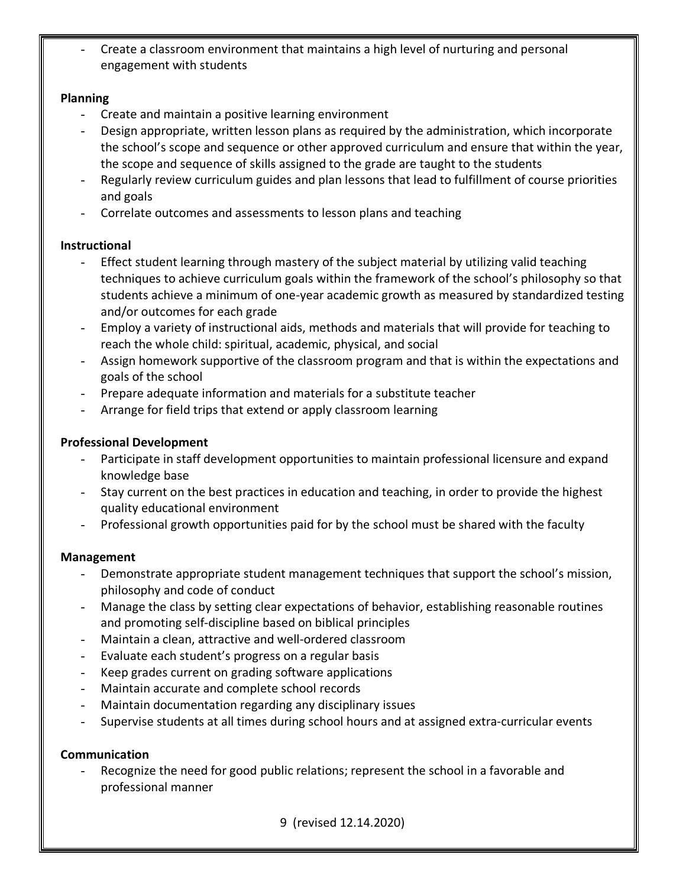- Create a classroom environment that maintains a high level of nurturing and personal engagement with students

**Planning**

- Create and maintain a positive learning environment
- Design appropriate, written lesson plans as required by the administration, which incorporate the school's scope and sequence or other approved curriculum and ensure that within the year, the scope and sequence of skills assigned to the grade are taught to the students
- Regularly review curriculum guides and plan lessons that lead to fulfillment of course priorities and goals
- Correlate outcomes and assessments to lesson plans and teaching

**Instructional**

- Effect student learning through mastery of the subject material by utilizing valid teaching techniques to achieve curriculum goals within the framework of the school's philosophy so that students achieve a minimum of one-year academic growth as measured by standardized testing and/or outcomes for each grade
- Employ a variety of instructional aids, methods and materials that will provide for teaching to reach the whole child: spiritual, academic, physical, and social
- Assign homework supportive of the classroom program and that is within the expectations and goals of the school
- Prepare adequate information and materials for a substitute teacher
- Arrange for field trips that extend or apply classroom learning

**Professional Development**

- Participate in staff development opportunities to maintain professional licensure and expand knowledge base
- Stay current on the best practices in education and teaching, in order to provide the highest quality educational environment
- Professional growth opportunities paid for by the school must be shared with the faculty

**Management**

- Demonstrate appropriate student management techniques that support the school's mission, philosophy and code of conduct
- Manage the class by setting clear expectations of behavior, establishing reasonable routines and promoting self-discipline based on biblical principles
- Maintain a clean, attractive and well-ordered classroom
- Evaluate each student's progress on a regular basis
- Keep grades current on grading software applications
- Maintain accurate and complete school records
- Maintain documentation regarding any disciplinary issues
- Supervise students at all times during school hours and at assigned extra-curricular events

**Communication**

- Recognize the need for good public relations; represent the school in a favorable and professional manner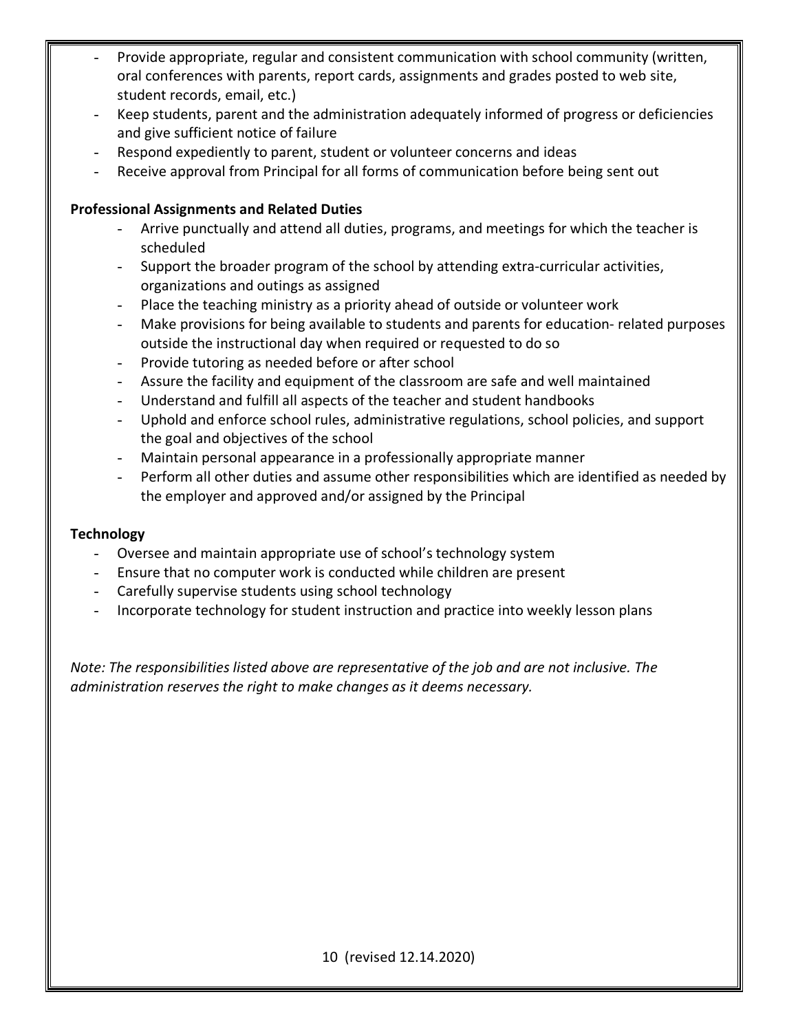- Provide appropriate, regular and consistent communication with school community (written, oral conferences with parents, report cards, assignments and grades posted to web site, student records, email, etc.)
- Keep students, parent and the administration adequately informed of progress or deficiencies and give sufficient notice of failure
- Respond expediently to parent, student or volunteer concerns and ideas
- Receive approval from Principal for all forms of communication before being sent out

**Professional Assignments and Related Duties**

- Arrive punctually and attend all duties, programs, and meetings for which the teacher is scheduled
- Support the broader program of the school by attending extra-curricular activities, organizations and outings as assigned
- Place the teaching ministry as a priority ahead of outside or volunteer work
- Make provisions for being available to students and parents for education- related purposes outside the instructional day when required or requested to do so
- Provide tutoring as needed before or after school
- Assure the facility and equipment of the classroom are safe and well maintained
- Understand and fulfill all aspects of the teacher and student handbooks
- Uphold and enforce school rules, administrative regulations, school policies, and support the goal and objectives of the school
- Maintain personal appearance in a professionally appropriate manner
- Perform all other duties and assume other responsibilities which are identified as needed by the employer and approved and/or assigned by the Principal

**Technology**

- Oversee and maintain appropriate use of school's technology system
- Ensure that no computer work is conducted while children are present
- Carefully supervise students using school technology
- Incorporate technology for student instruction and practice into weekly lesson plans

*Note: The responsibilities listed above are representative of the job and are not inclusive. The administration reserves the right to make changes as it deems necessary.*

(revised 12.14.2020)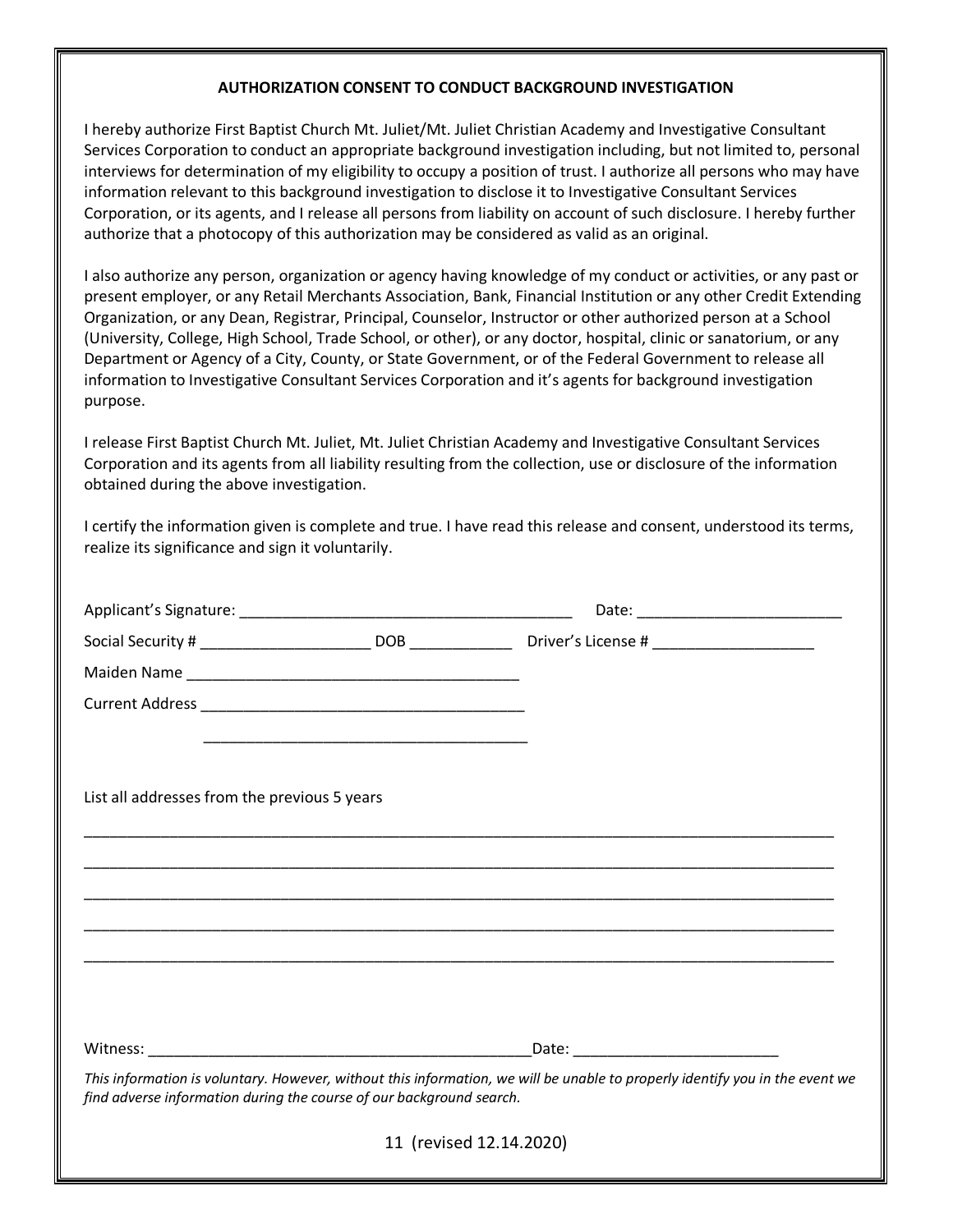**AUTHORIZATION CONSENT TO CONDUCT BACKGROUND INVESTIGATION**

I hereby authorize First Baptist Church Mt. Juliet/Mt. Juliet Christian Academy and Investigative Consultant Services Corporation to conduct an appropriate background investigation including, but not limited to, personal interviews for determination of my eligibility to occupy a position of trust. I authorize all persons who may have information relevant to this background investigation to disclose it to Investigative Consultant Services Corporation, or its agents, and I release all persons from liability on account of such disclosure. I hereby further authorize that a photocopy of this authorization may be considered as valid as an original.

I also authorize any person, organization or agency having knowledge of my conduct or activities, or any past or present employer, or any Retail Merchants Association, Bank, Financial Institution or any other Credit Extending Organization, or any Dean, Registrar, Principal, Counselor, Instructor or other authorized person at a School (University, College, High School, Trade School, or other), or any doctor, hospital, clinic or sanatorium, or any Department or Agency of a City, County, or State Government, or of the Federal Government to release all information to Investigative Consultant Services Corporation and it's agents for background investigation purpose.

I release First Baptist Church Mt. Juliet, Mt. Juliet Christian Academy and Investigative Consultant Services Corporation and its agents from all liability resulting from the collection, use or disclosure of the information obtained during the above investigation.

I certify the information given is complete and true. I have read this release and consent, understood its terms, realize its significance and sign it voluntarily.

Applicant's Signature: ______________________________________ Date: ________________________

Social Security # ____________________ DOB ____________ Driver's License # ___________________

Maiden Name _______________________________________

Current Address ______________________________________

______________________________________

List all addresses from the previous 5 years

_____________________________________________________________________________________

_____________________________________________________________________________________

_____________________________________________________________________________________

_____________________________________________________________________________________

_____________________________________________________________________________________

Witness: ______________________________________________Date: ________________________

*This information is voluntary. However, without this information, we will be unable to properly identify you in the event we find adverse information during the course of our background search.*

(revised 12.14.2020)